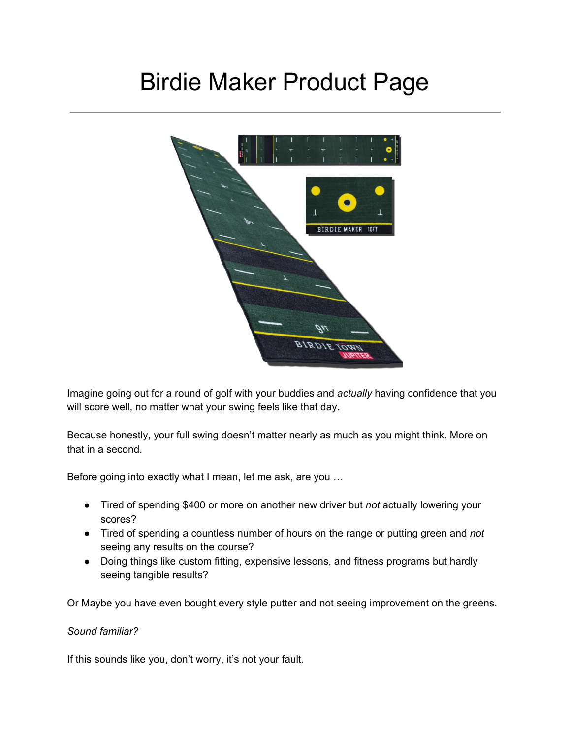# Birdie Maker Product Page

Imagine going out for a round of golf with your buddies and *actually* having confidence that you will score well, no matter what your swing feels like that day.

Because honestly, your full swing doesn't matter nearly as much as you might think. More on that in a second.

Before going into exactly what I mean, let me ask, are you …

- Tired of spending $400 or more on another new driver but *not* actually lowering your scores?
- Tired of spending a countless number of hours on the range or putting green and *not* seeing any results on the course?
- Doing things like custom fitting, expensive lessons, and fitness programs but hardly seeing tangible results?

Or Maybe you have even bought every style putter and not seeing improvement on the greens.

*Sound familiar?*

If this sounds like you, don't worry, it's not your fault.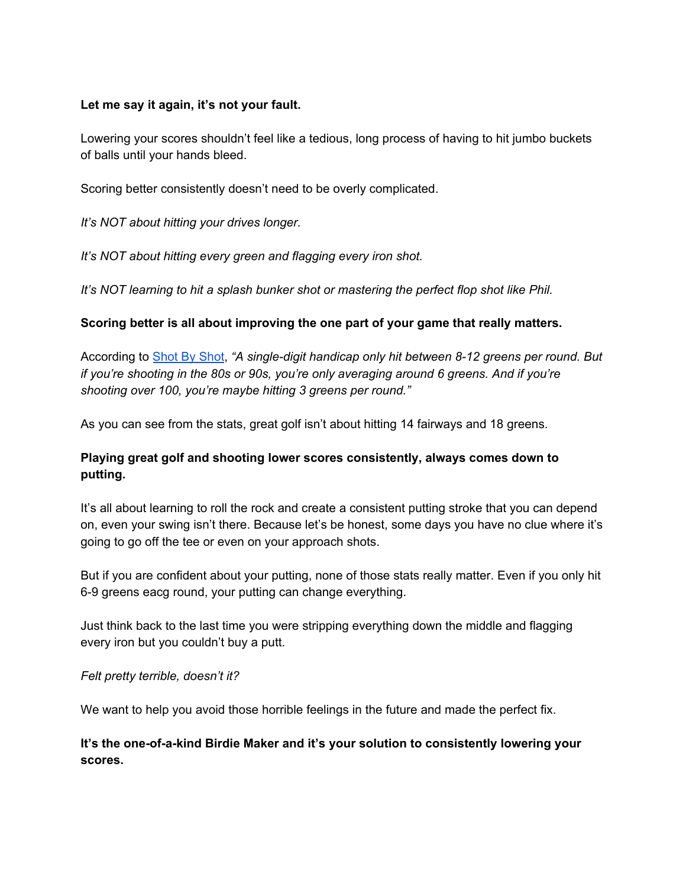**Let me say it again, it's not your fault.**

Lowering your scores shouldn't feel like a tedious, long process of having to hit jumbo buckets of balls until your hands bleed.

Scoring better consistently doesn't need to be overly complicated.

*It's NOT about hitting your drives longer.*

*It's NOT about hitting every green and flagging every iron shot.*

*It's NOT learning to hit a splash bunker shot or mastering the perfect flop shot like Phil.*

**Scoring better is all about improving the one part of your game that really matters.**

According to [Shot By Shot](), *"A single-digit handicap only hit between 8-12 greens per round. But if you're shooting in the 80s or 90s, you're only averaging around 6 greens. And if you're shooting over 100, you're maybe hitting 3 greens per round."*

As you can see from the stats, great golf isn't about hitting 14 fairways and 18 greens.

**Playing great golf and shooting lower scores consistently, always comes down to putting.**

It's all about learning to roll the rock and create a consistent putting stroke that you can depend on, even your swing isn't there. Because let's be honest, some days you have no clue where it's going to go off the tee or even on your approach shots.

But if you are confident about your putting, none of those stats really matter. Even if you only hit 6-9 greens eacg round, your putting can change everything.

Just think back to the last time you were stripping everything down the middle and flagging every iron but you couldn't buy a putt.

*Felt pretty terrible, doesn't it?*

We want to help you avoid those horrible feelings in the future and made the perfect fix.

**It's the one-of-a-kind Birdie Maker and it's your solution to consistently lowering your scores.**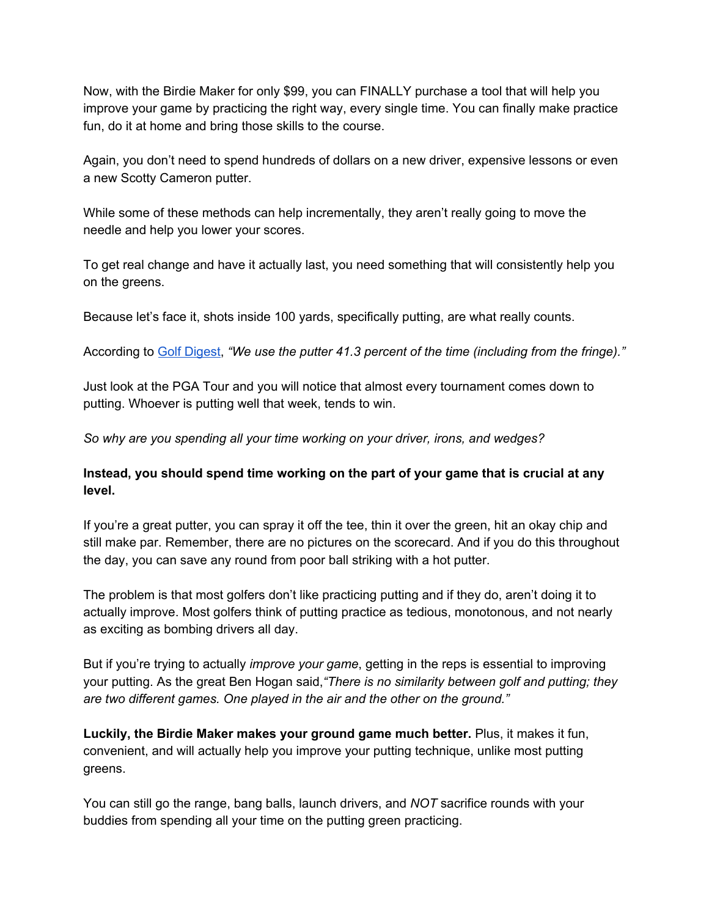Now, with the Birdie Maker for only $99, you can FINALLY purchase a tool that will help you improve your game by practicing the right way, every single time. You can finally make practice fun, do it at home and bring those skills to the course.

Again, you don't need to spend hundreds of dollars on a new driver, expensive lessons or even a new Scotty Cameron putter.

While some of these methods can help incrementally, they aren't really going to move the needle and help you lower your scores.

To get real change and have it actually last, you need something that will consistently help you on the greens.

Because let's face it, shots inside 100 yards, specifically putting, are what really counts.

According to [Golf Digest](), *"We use the putter 41.3 percent of the time (including from the fringe)."*

Just look at the PGA Tour and you will notice that almost every tournament comes down to putting. Whoever is putting well that week, tends to win.

*So why are you spending all your time working on your driver, irons, and wedges?*

**Instead, you should spend time working on the part of your game that is crucial at any level.**

If you're a great putter, you can spray it off the tee, thin it over the green, hit an okay chip and still make par. Remember, there are no pictures on the scorecard. And if you do this throughout the day, you can save any round from poor ball striking with a hot putter.

The problem is that most golfers don't like practicing putting and if they do, aren't doing it to actually improve. Most golfers think of putting practice as tedious, monotonous, and not nearly as exciting as bombing drivers all day.

But if you're trying to actually *improve your game*, getting in the reps is essential to improving your putting. As the great Ben Hogan said,*"There is no similarity between golf and putting; they are two different games. One played in the air and the other on the ground."*

**Luckily, the Birdie Maker makes your ground game much better.** Plus, it makes it fun, convenient, and will actually help you improve your putting technique, unlike most putting greens.

You can still go the range, bang balls, launch drivers, and *NOT* sacrifice rounds with your buddies from spending all your time on the putting green practicing.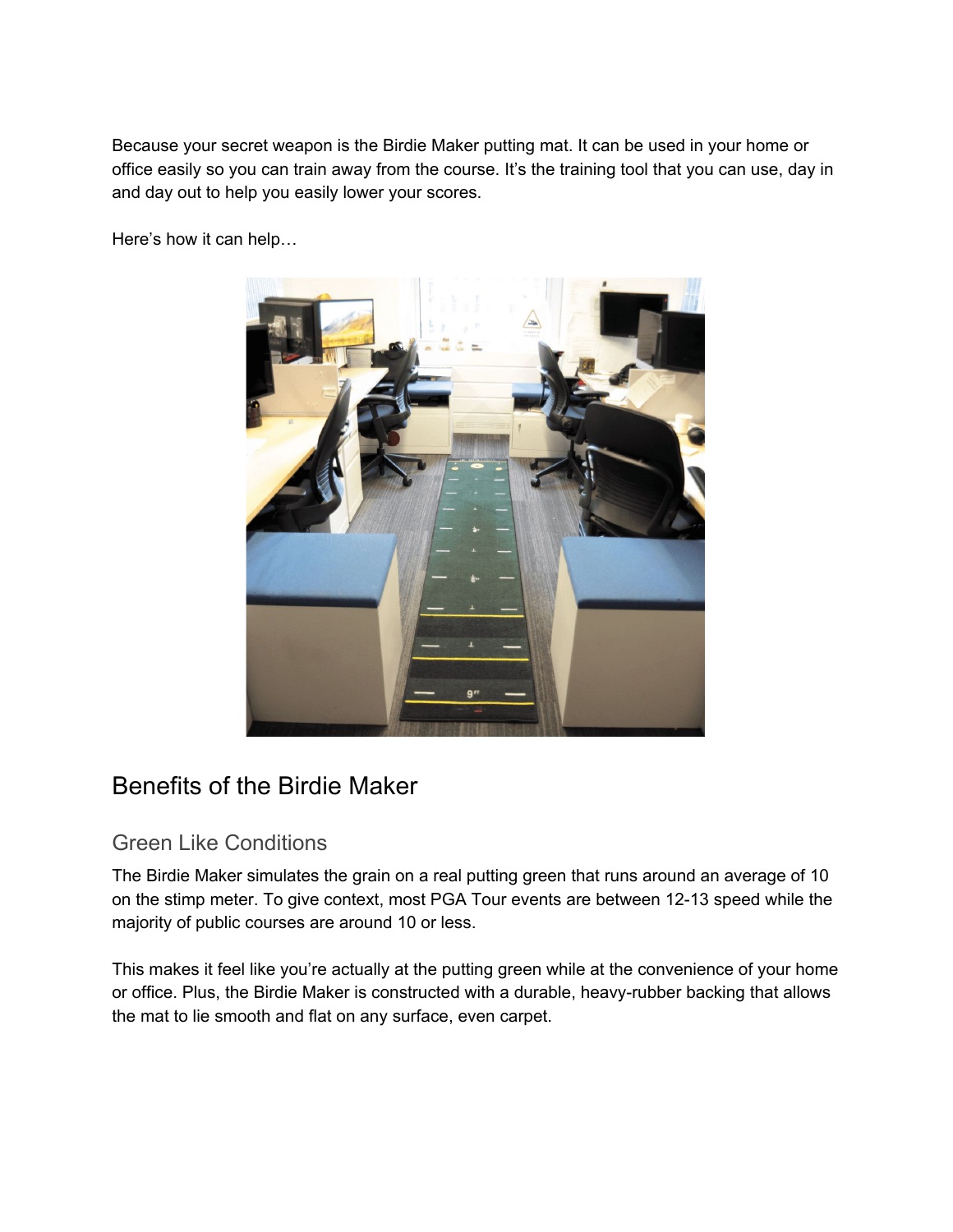Because your secret weapon is the Birdie Maker putting mat. It can be used in your home or office easily so you can train away from the course. It's the training tool that you can use, day in and day out to help you easily lower your scores.

Here's how it can help…

## Benefits of the Birdie Maker

### Green Like Conditions

The Birdie Maker simulates the grain on a real putting green that runs around an average of 10 on the stimp meter. To give context, most PGA Tour events are between 12-13 speed while the majority of public courses are around 10 or less.

This makes it feel like you're actually at the putting green while at the convenience of your home or office. Plus, the Birdie Maker is constructed with a durable, heavy-rubber backing that allows the mat to lie smooth and flat on any surface, even carpet.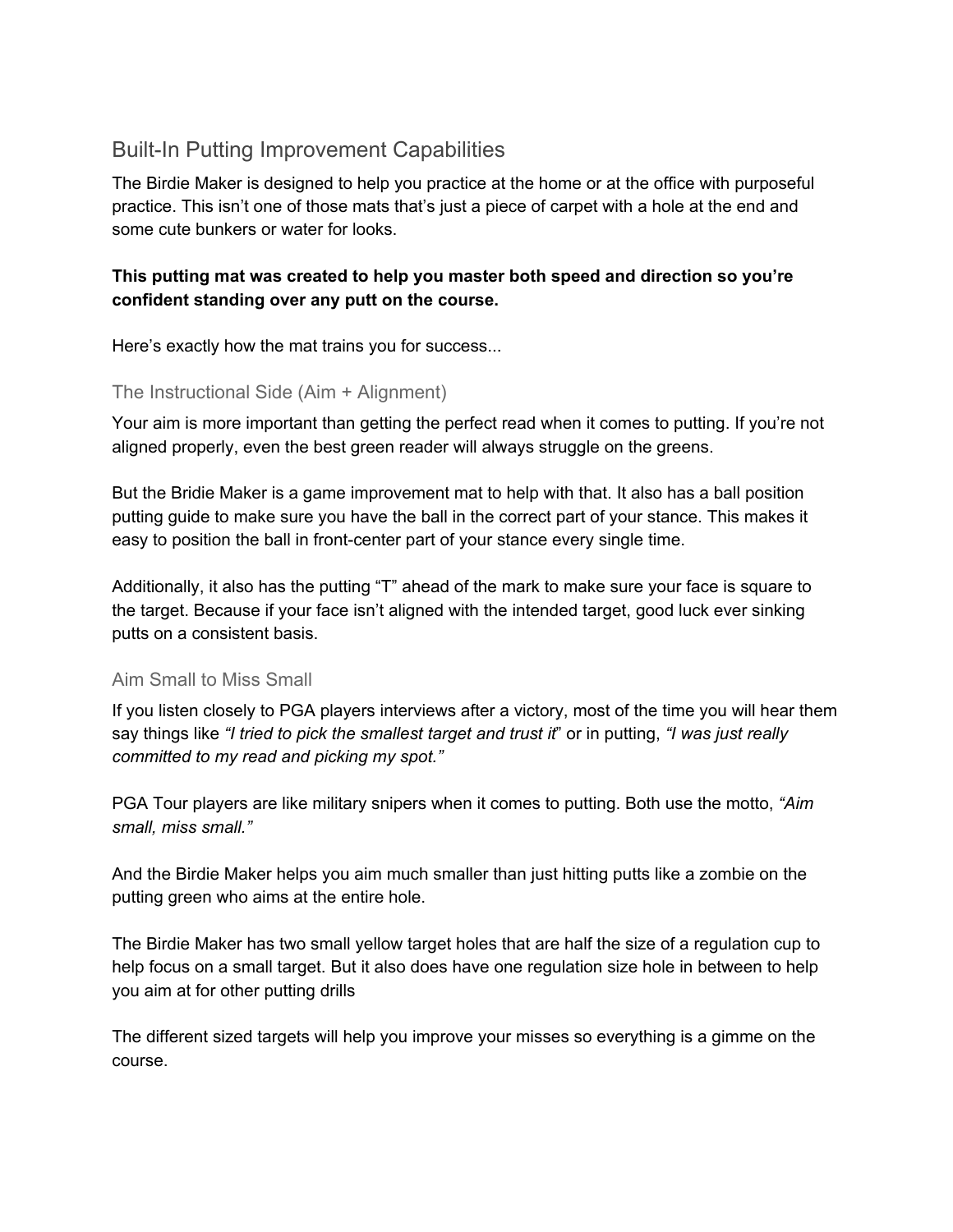## Built-In Putting Improvement Capabilities

The Birdie Maker is designed to help you practice at the home or at the office with purposeful practice. This isn't one of those mats that's just a piece of carpet with a hole at the end and some cute bunkers or water for looks.

**This putting mat was created to help you master both speed and direction so you're confident standing over any putt on the course.**

Here's exactly how the mat trains you for success...

### The Instructional Side (Aim + Alignment)

Your aim is more important than getting the perfect read when it comes to putting. If you're not aligned properly, even the best green reader will always struggle on the greens.

But the Bridie Maker is a game improvement mat to help with that. It also has a ball position putting guide to make sure you have the ball in the correct part of your stance. This makes it easy to position the ball in front-center part of your stance every single time.

Additionally, it also has the putting "T" ahead of the mark to make sure your face is square to the target. Because if your face isn't aligned with the intended target, good luck ever sinking putts on a consistent basis.

### Aim Small to Miss Small

If you listen closely to PGA players interviews after a victory, most of the time you will hear them say things like *"I tried to pick the smallest target and trust it*" or in putting, *"I was just really committed to my read and picking my spot."*

PGA Tour players are like military snipers when it comes to putting. Both use the motto, *"Aim small, miss small."*

And the Birdie Maker helps you aim much smaller than just hitting putts like a zombie on the putting green who aims at the entire hole.

The Birdie Maker has two small yellow target holes that are half the size of a regulation cup to help focus on a small target. But it also does have one regulation size hole in between to help you aim at for other putting drills

The different sized targets will help you improve your misses so everything is a gimme on the course.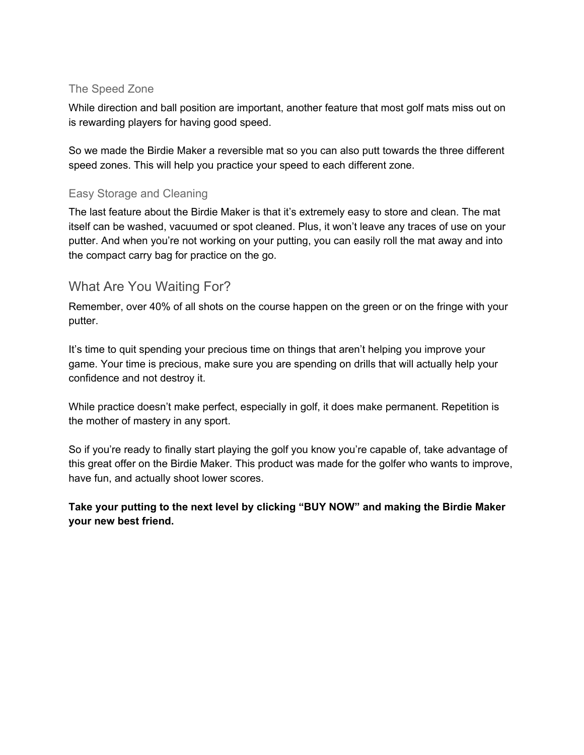### The Speed Zone

While direction and ball position are important, another feature that most golf mats miss out on is rewarding players for having good speed.

So we made the Birdie Maker a reversible mat so you can also putt towards the three different speed zones. This will help you practice your speed to each different zone.

### Easy Storage and Cleaning

The last feature about the Birdie Maker is that it's extremely easy to store and clean. The mat itself can be washed, vacuumed or spot cleaned. Plus, it won't leave any traces of use on your putter. And when you're not working on your putting, you can easily roll the mat away and into the compact carry bag for practice on the go.

## What Are You Waiting For?

Remember, over 40% of all shots on the course happen on the green or on the fringe with your putter.

It's time to quit spending your precious time on things that aren't helping you improve your game. Your time is precious, make sure you are spending on drills that will actually help your confidence and not destroy it.

While practice doesn't make perfect, especially in golf, it does make permanent. Repetition is the mother of mastery in any sport.

So if you're ready to finally start playing the golf you know you're capable of, take advantage of this great offer on the Birdie Maker. This product was made for the golfer who wants to improve, have fun, and actually shoot lower scores.

**Take your putting to the next level by clicking "BUY NOW" and making the Birdie Maker your new best friend.**